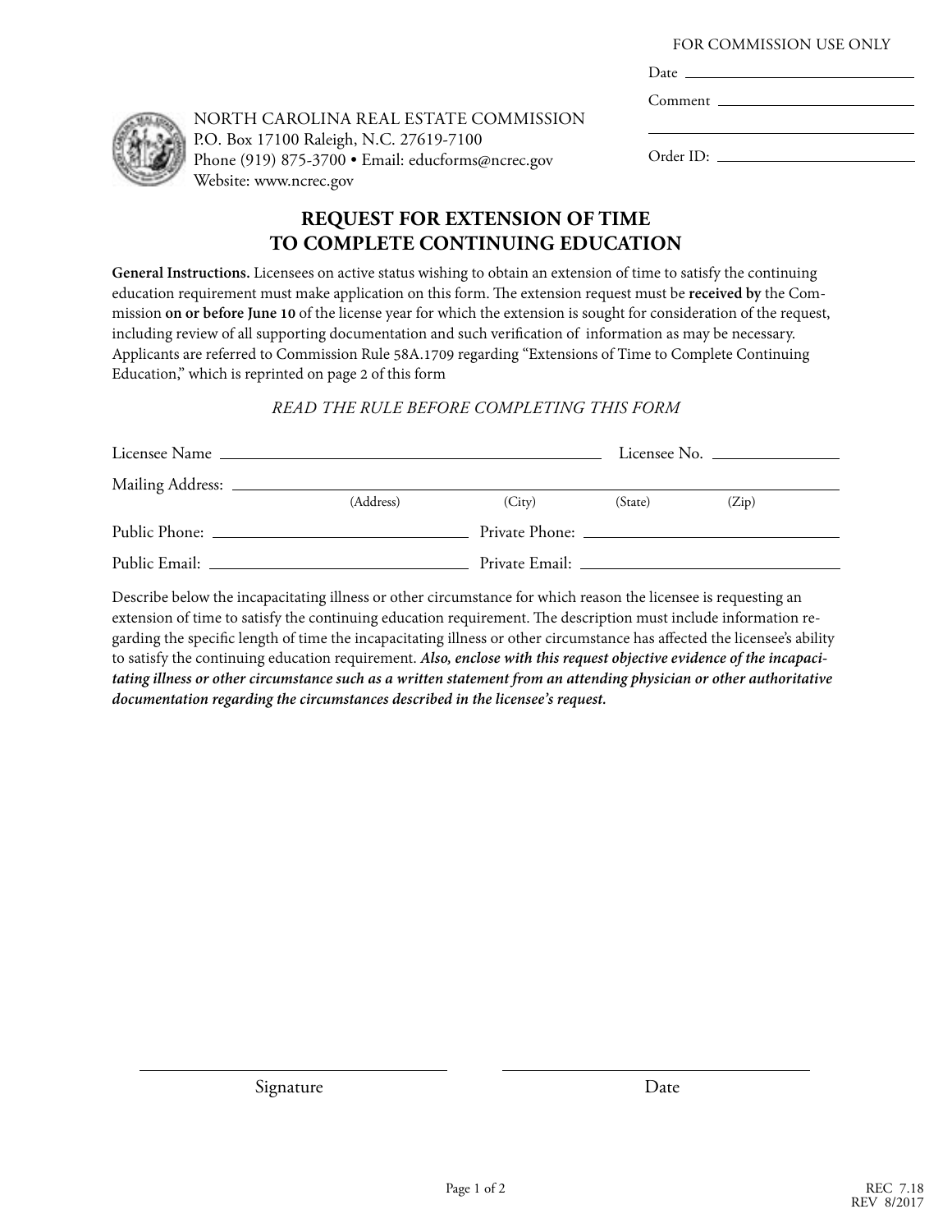FOR COMMISSION USE ONLY

Date ____________________

Comment ____________________

____________________

Order ID: ____________________

NORTH CAROLINA REAL ESTATE COMMISSION
P.O. Box 17100 Raleigh, N.C. 27619-7100
Phone (919) 875-3700 • Email: educforms@ncrec.gov
Website: www.ncrec.gov

# REQUEST FOR EXTENSION OF TIME TO COMPLETE CONTINUING EDUCATION

**General Instructions.** Licensees on active status wishing to obtain an extension of time to satisfy the continuing education requirement must make application on this form. The extension request must be **received by** the Commission **on or before June 10** of the license year for which the extension is sought for consideration of the request, including review of all supporting documentation and such verification of information as may be necessary. Applicants are referred to Commission Rule 58A.1709 regarding "Extensions of Time to Complete Continuing Education," which is reprinted on page 2 of this form

*READ THE RULE BEFORE COMPLETING THIS FORM*

Licensee Name ____________________ Licensee No. ____________________

Mailing Address: ____________________
(Address) (City) (State) (Zip)

Public Phone: ____________________ Private Phone: ____________________

Public Email: ____________________ Private Email: ____________________

Describe below the incapacitating illness or other circumstance for which reason the licensee is requesting an extension of time to satisfy the continuing education requirement. The description must include information regarding the specific length of time the incapacitating illness or other circumstance has affected the licensee's ability to satisfy the continuing education requirement. ***Also, enclose with this request objective evidence of the incapacitating illness or other circumstance such as a written statement from an attending physician or other authoritative documentation regarding the circumstances described in the licensee's request.***

____________________ ____________________
Signature Date

REC 7.18
REV 8/2017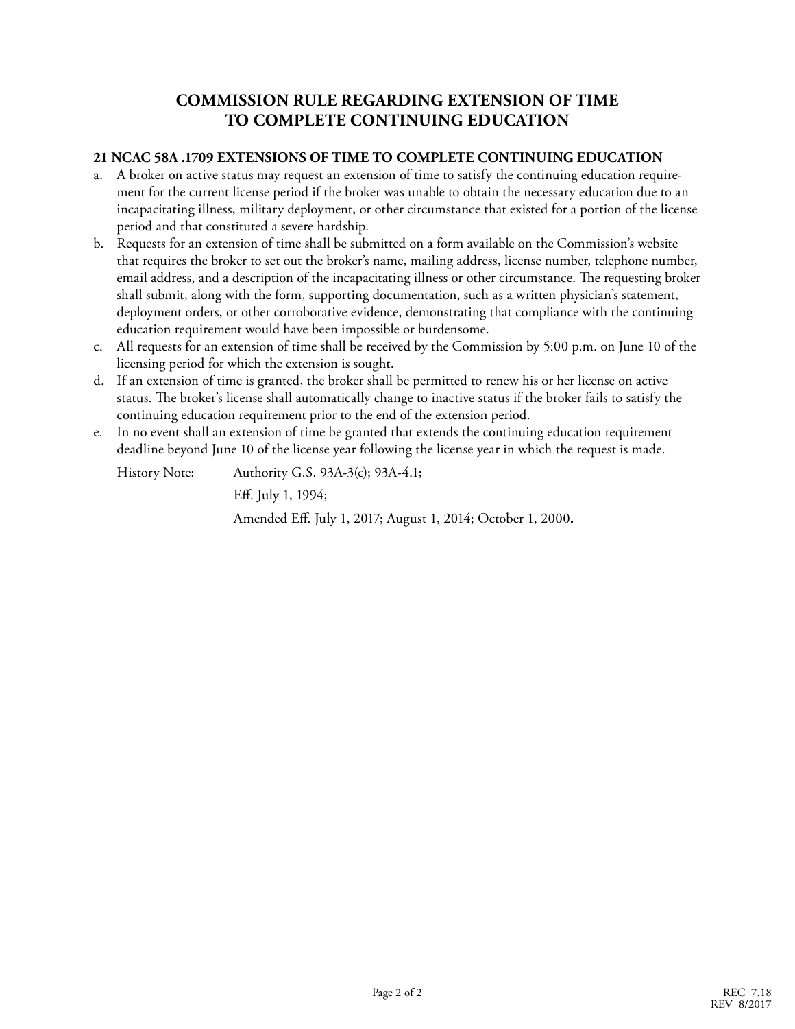# COMMISSION RULE REGARDING EXTENSION OF TIME TO COMPLETE CONTINUING EDUCATION

**21 NCAC 58A .1709 EXTENSIONS OF TIME TO COMPLETE CONTINUING EDUCATION**

a. A broker on active status may request an extension of time to satisfy the continuing education requirement for the current license period if the broker was unable to obtain the necessary education due to an incapacitating illness, military deployment, or other circumstance that existed for a portion of the license period and that constituted a severe hardship.

b. Requests for an extension of time shall be submitted on a form available on the Commission's website that requires the broker to set out the broker's name, mailing address, license number, telephone number, email address, and a description of the incapacitating illness or other circumstance. The requesting broker shall submit, along with the form, supporting documentation, such as a written physician's statement, deployment orders, or other corroborative evidence, demonstrating that compliance with the continuing education requirement would have been impossible or burdensome.

c. All requests for an extension of time shall be received by the Commission by 5:00 p.m. on June 10 of the licensing period for which the extension is sought.

d. If an extension of time is granted, the broker shall be permitted to renew his or her license on active status. The broker's license shall automatically change to inactive status if the broker fails to satisfy the continuing education requirement prior to the end of the extension period.

e. In no event shall an extension of time be granted that extends the continuing education requirement deadline beyond June 10 of the license year following the license year in which the request is made.

History Note: Authority G.S. 93A-3(c); 93A-4.1;

Eff. July 1, 1994;

Amended Eff. July 1, 2017; August 1, 2014; October 1, 2000.

REC 7.18
REV 8/2017